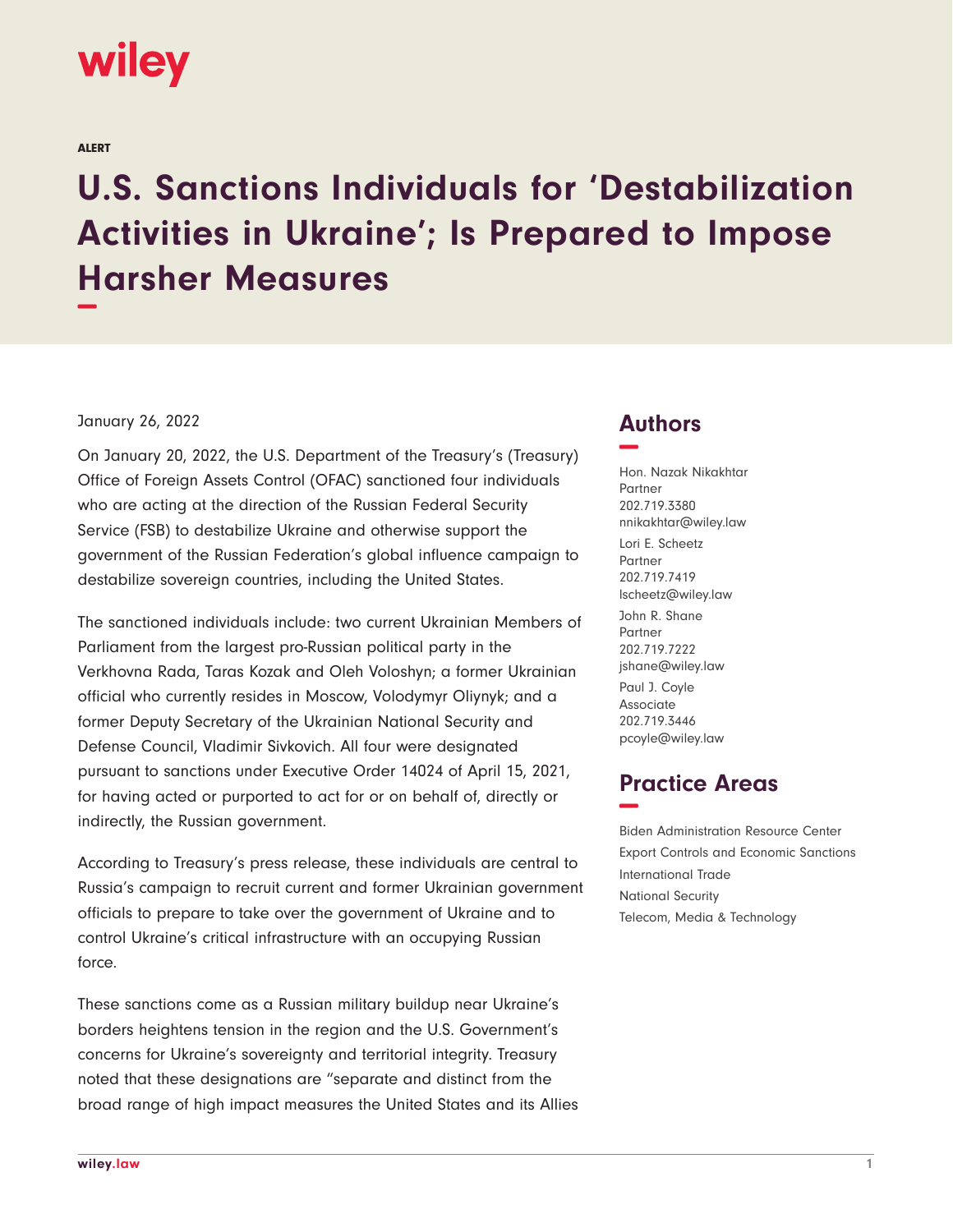wiley

ALERT

# U.S. Sanctions Individuals for 'Destabilization Activities in Ukraine'; Is Prepared to Impose Harsher Measures

January 26, 2022

On January 20, 2022, the U.S. Department of the Treasury's (Treasury) Office of Foreign Assets Control (OFAC) sanctioned four individuals who are acting at the direction of the Russian Federal Security Service (FSB) to destabilize Ukraine and otherwise support the government of the Russian Federation's global influence campaign to destabilize sovereign countries, including the United States.

The sanctioned individuals include: two current Ukrainian Members of Parliament from the largest pro-Russian political party in the Verkhovna Rada, Taras Kozak and Oleh Voloshyn; a former Ukrainian official who currently resides in Moscow, Volodymyr Oliynyk; and a former Deputy Secretary of the Ukrainian National Security and Defense Council, Vladimir Sivkovich. All four were designated pursuant to sanctions under Executive Order 14024 of April 15, 2021, for having acted or purported to act for or on behalf of, directly or indirectly, the Russian government.

According to Treasury's press release, these individuals are central to Russia's campaign to recruit current and former Ukrainian government officials to prepare to take over the government of Ukraine and to control Ukraine's critical infrastructure with an occupying Russian force.

These sanctions come as a Russian military buildup near Ukraine's borders heightens tension in the region and the U.S. Government's concerns for Ukraine's sovereignty and territorial integrity. Treasury noted that these designations are "separate and distinct from the broad range of high impact measures the United States and its Allies

## Authors

Hon. Nazak Nikakhtar
Partner
202.719.3380
nnikakhtar@wiley.law

Lori E. Scheetz
Partner
202.719.7419
lscheetz@wiley.law

John R. Shane
Partner
202.719.7222
jshane@wiley.law

Paul J. Coyle
Associate
202.719.3446
pcoyle@wiley.law

## Practice Areas

Biden Administration Resource Center
Export Controls and Economic Sanctions
International Trade
National Security
Telecom, Media & Technology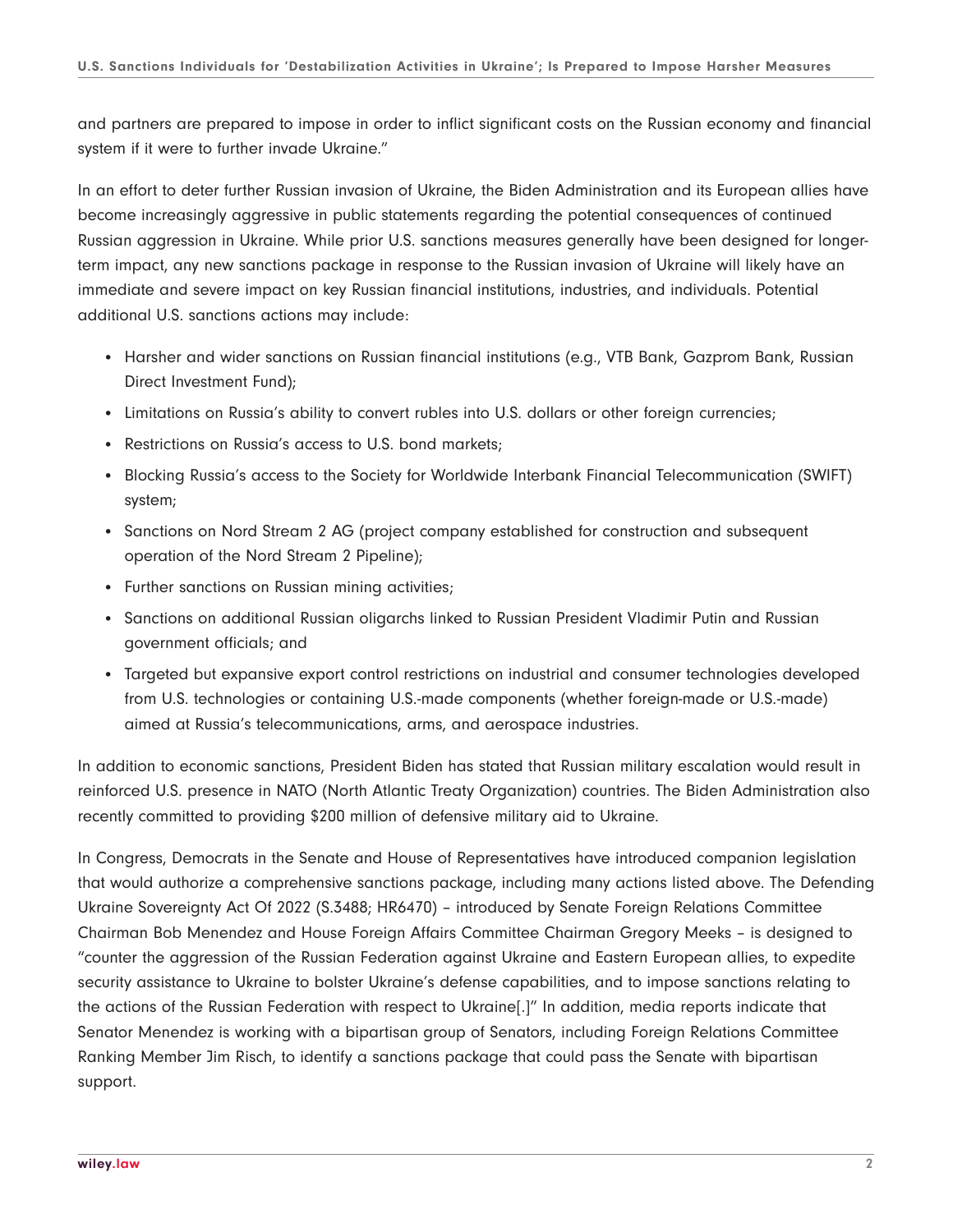and partners are prepared to impose in order to inflict significant costs on the Russian economy and financial system if it were to further invade Ukraine."

In an effort to deter further Russian invasion of Ukraine, the Biden Administration and its European allies have become increasingly aggressive in public statements regarding the potential consequences of continued Russian aggression in Ukraine. While prior U.S. sanctions measures generally have been designed for longer-term impact, any new sanctions package in response to the Russian invasion of Ukraine will likely have an immediate and severe impact on key Russian financial institutions, industries, and individuals. Potential additional U.S. sanctions actions may include:

- Harsher and wider sanctions on Russian financial institutions (e.g., VTB Bank, Gazprom Bank, Russian Direct Investment Fund);
- Limitations on Russia's ability to convert rubles into U.S. dollars or other foreign currencies;
- Restrictions on Russia's access to U.S. bond markets;
- Blocking Russia's access to the Society for Worldwide Interbank Financial Telecommunication (SWIFT) system;
- Sanctions on Nord Stream 2 AG (project company established for construction and subsequent operation of the Nord Stream 2 Pipeline);
- Further sanctions on Russian mining activities;
- Sanctions on additional Russian oligarchs linked to Russian President Vladimir Putin and Russian government officials; and
- Targeted but expansive export control restrictions on industrial and consumer technologies developed from U.S. technologies or containing U.S.-made components (whether foreign-made or U.S.-made) aimed at Russia's telecommunications, arms, and aerospace industries.

In addition to economic sanctions, President Biden has stated that Russian military escalation would result in reinforced U.S. presence in NATO (North Atlantic Treaty Organization) countries. The Biden Administration also recently committed to providing $200 million of defensive military aid to Ukraine.

In Congress, Democrats in the Senate and House of Representatives have introduced companion legislation that would authorize a comprehensive sanctions package, including many actions listed above. The Defending Ukraine Sovereignty Act Of 2022 (S.3488; HR6470) – introduced by Senate Foreign Relations Committee Chairman Bob Menendez and House Foreign Affairs Committee Chairman Gregory Meeks – is designed to "counter the aggression of the Russian Federation against Ukraine and Eastern European allies, to expedite security assistance to Ukraine to bolster Ukraine's defense capabilities, and to impose sanctions relating to the actions of the Russian Federation with respect to Ukraine[.]" In addition, media reports indicate that Senator Menendez is working with a bipartisan group of Senators, including Foreign Relations Committee Ranking Member Jim Risch, to identify a sanctions package that could pass the Senate with bipartisan support.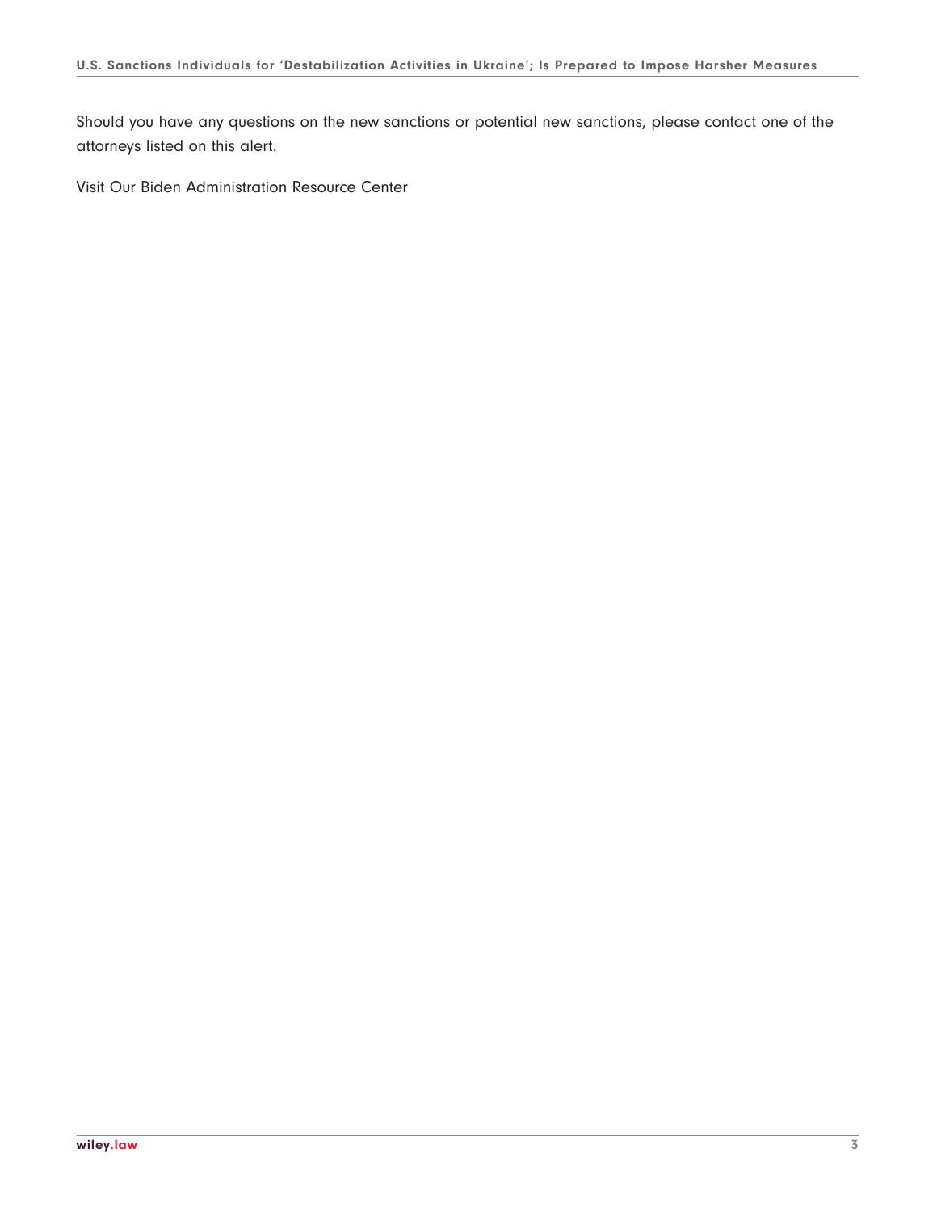Should you have any questions on the new sanctions or potential new sanctions, please contact one of the attorneys listed on this alert.

Visit Our Biden Administration Resource Center